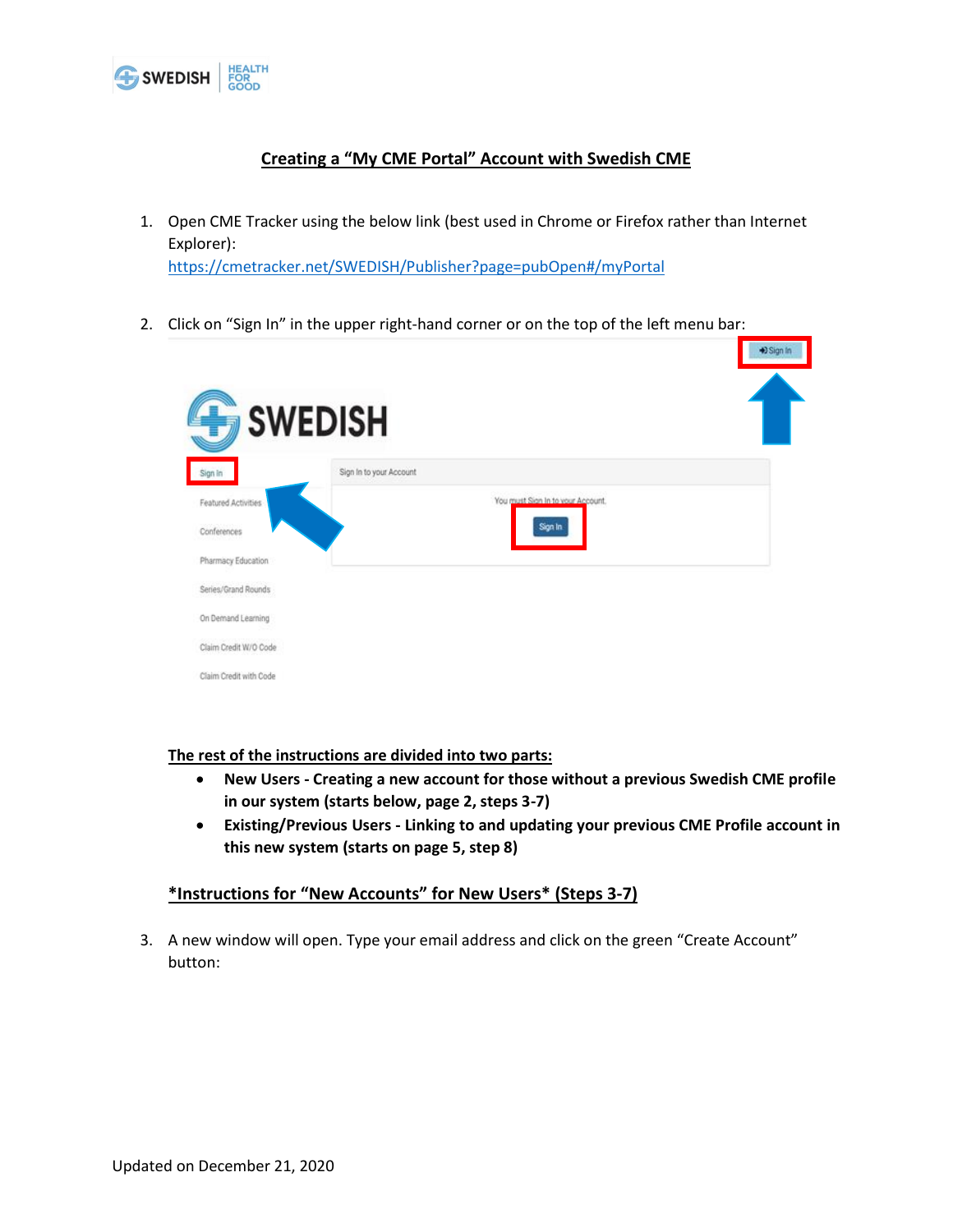# Creating a "My CME Portal" Account with Swedish CME

1. Open CME Tracker using the below link (best used in Chrome or Firefox rather than Internet Explorer):
   https://cmetracker.net/SWEDISH/Publisher?page=pubOpen#/myPortal

2. Click on "Sign In" in the upper right-hand corner or on the top of the left menu bar:

**The rest of the instructions are divided into two parts:**

- **New Users - Creating a new account for those without a previous Swedish CME profile in our system (starts below, page 2, steps 3-7)**
- **Existing/Previous Users - Linking to and updating your previous CME Profile account in this new system (starts on page 5, step 8)**

## *Instructions for "New Accounts" for New Users* (Steps 3-7)

3. A new window will open. Type your email address and click on the green "Create Account" button:

Updated on December 21, 2020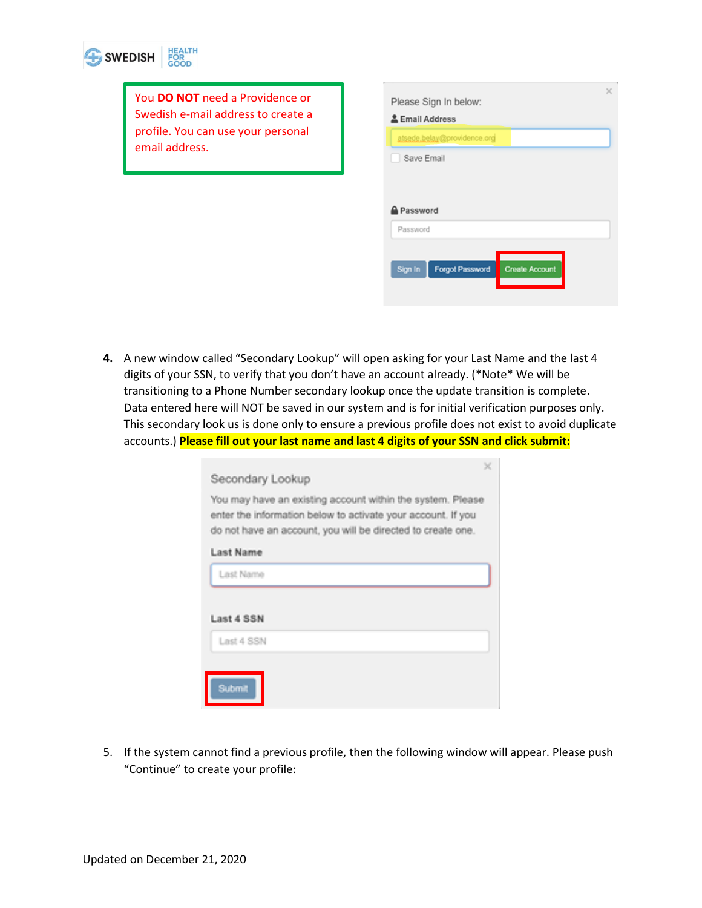You **DO NOT** need a Providence or Swedish e-mail address to create a profile. You can use your personal email address.

Please Sign In below:

Email Address

atsede.belay@providence.org

Save Email

Password

Sign In | Forgot Password | Create Account

4. A new window called “Secondary Lookup” will open asking for your Last Name and the last 4 digits of your SSN, to verify that you don’t have an account already. (*Note* We will be transitioning to a Phone Number secondary lookup once the update transition is complete. Data entered here will NOT be saved in our system and is for initial verification purposes only. This secondary look us is done only to ensure a previous profile does not exist to avoid duplicate accounts.) **Please fill out your last name and last 4 digits of your SSN and click submit:**

Secondary Lookup

You may have an existing account within the system. Please enter the information below to activate your account. If you do not have an account, you will be directed to create one.

Last Name

Last 4 SSN

Submit

5. If the system cannot find a previous profile, then the following window will appear. Please push “Continue” to create your profile:

Updated on December 21, 2020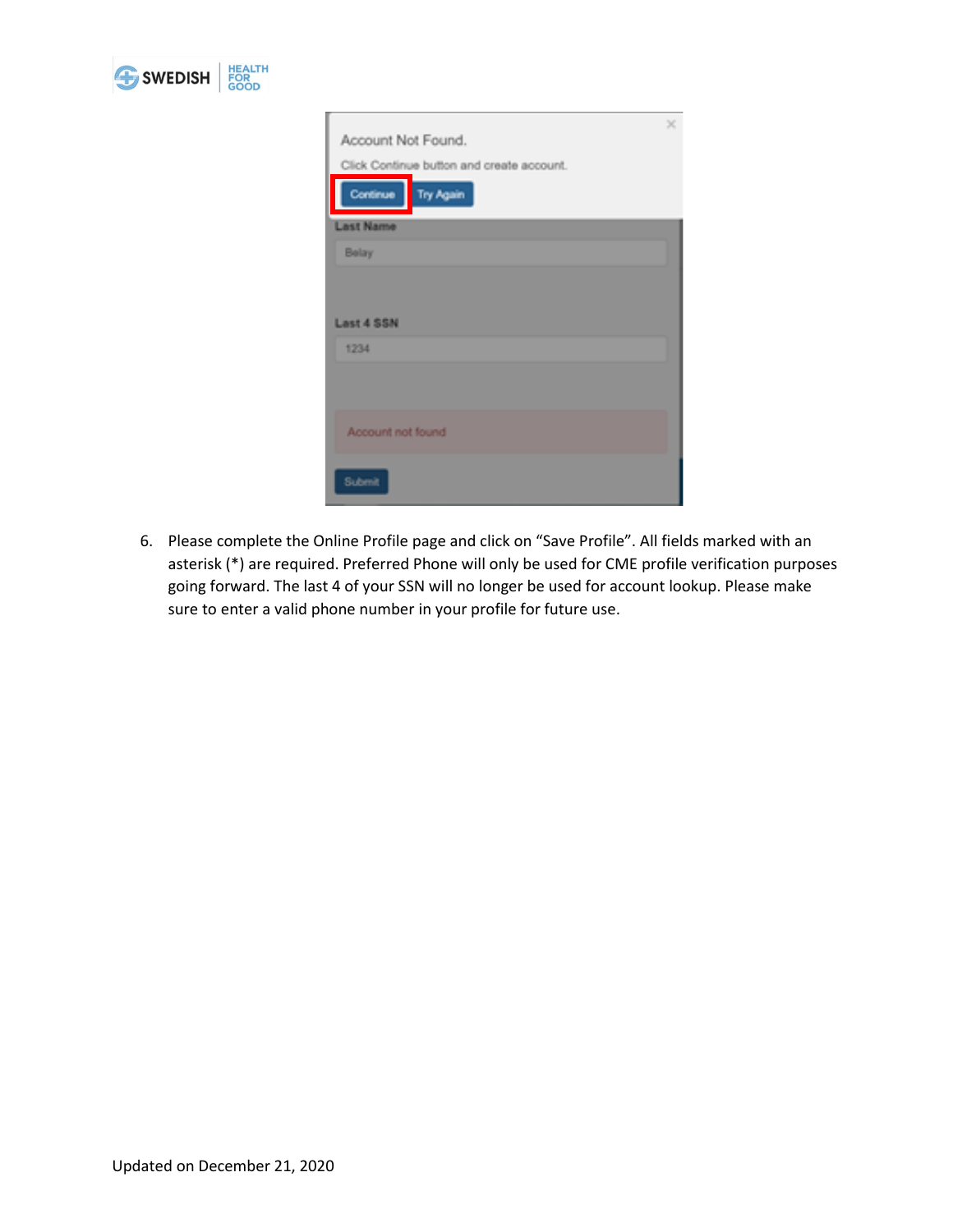6. Please complete the Online Profile page and click on “Save Profile”. All fields marked with an asterisk (*) are required. Preferred Phone will only be used for CME profile verification purposes going forward. The last 4 of your SSN will no longer be used for account lookup. Please make sure to enter a valid phone number in your profile for future use.

Updated on December 21, 2020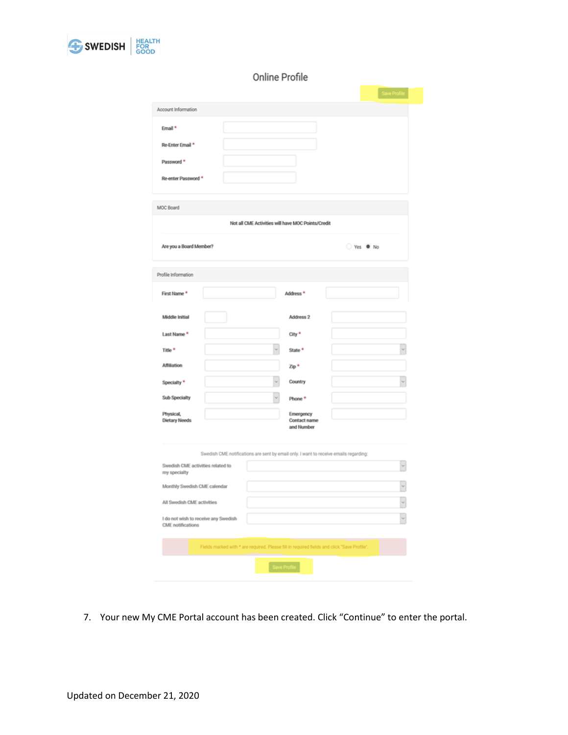# Online Profile

Save Profile

**Account Information**

| | |
|---|---|
| Email * | |
| Re-Enter Email * | |
| Password * | |
| Re-enter Password * | |

**MOC Board**

Not all CME Activities will have MOC Points/Credit

Are you a Board Member? Yes / No

**Profile Information**

| | | | |
|---|---|---|---|
| First Name * | | Address * | |
| Middle Initial | | Address 2 | |
| Last Name * | | City * | |
| Title * | | State * | |
| Affiliation | | Zip * | |
| Specialty * | | Country | |
| Sub Specialty | | Phone * | |
| Physical, Dietary Needs | | Emergency Contact name and Number | |

Swedish CME notifications are sent by email only. I want to receive emails regarding:

| | |
|---|---|
| Swedish CME activities related to my specialty | |
| Monthly Swedish CME calendar | |
| All Swedish CME activities | |
| I do not wish to receive any Swedish CME notifications | |

Fields marked with * are required. Please fill in required fields and click "Save Profile".

Save Profile

7. Your new My CME Portal account has been created. Click "Continue" to enter the portal.

Updated on December 21, 2020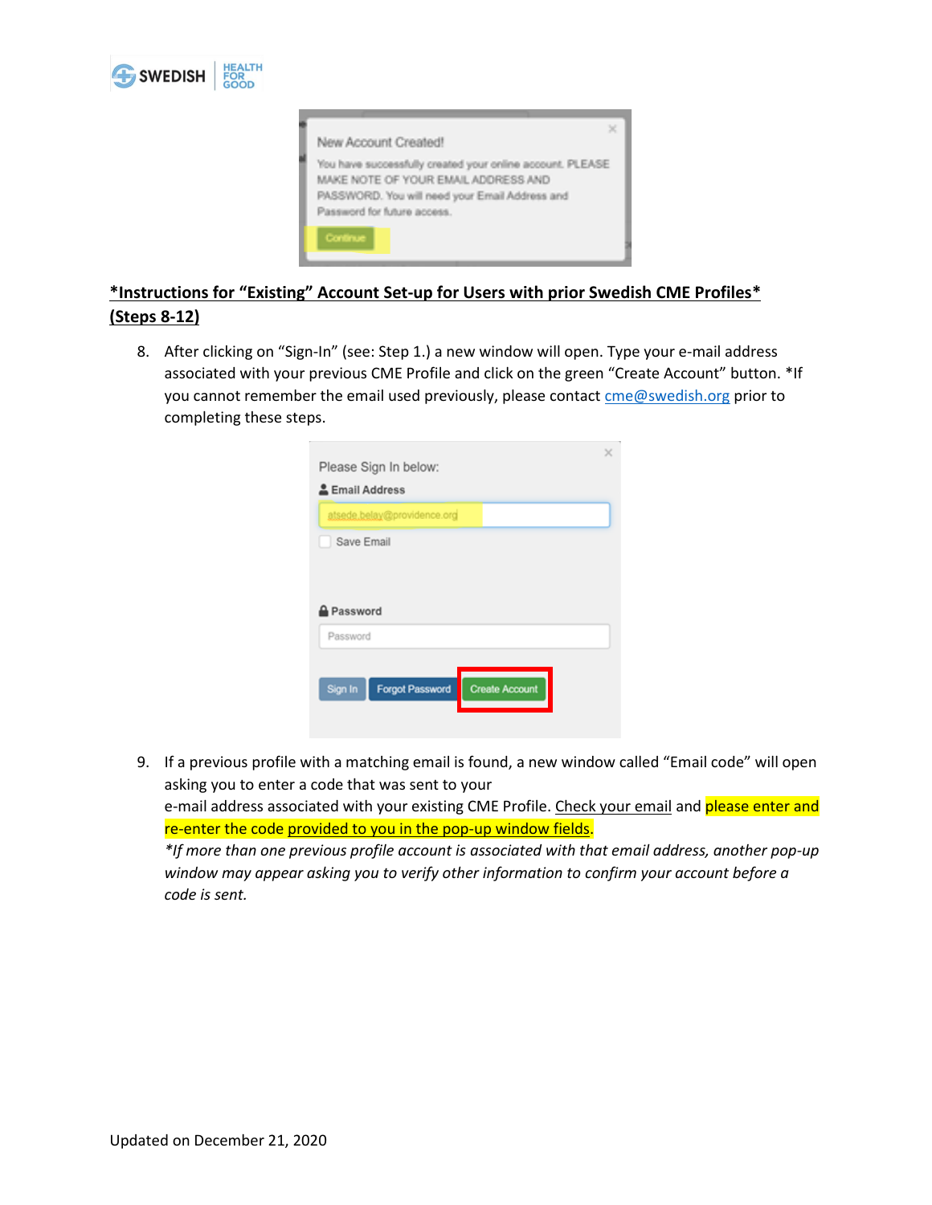**_*Instructions for "Existing" Account Set-up for Users with prior Swedish CME Profiles* (Steps 8-12)_**

8. After clicking on "Sign-In" (see: Step 1.) a new window will open. Type your e-mail address associated with your previous CME Profile and click on the green "Create Account" button. *If you cannot remember the email used previously, please contact cme@swedish.org prior to completing these steps.

9. If a previous profile with a matching email is found, a new window called "Email code" will open asking you to enter a code that was sent to your e-mail address associated with your existing CME Profile. Check your email and please enter and re-enter the code provided to you in the pop-up window fields.
   *\*If more than one previous profile account is associated with that email address, another pop-up window may appear asking you to verify other information to confirm your account before a code is sent.*

Updated on December 21, 2020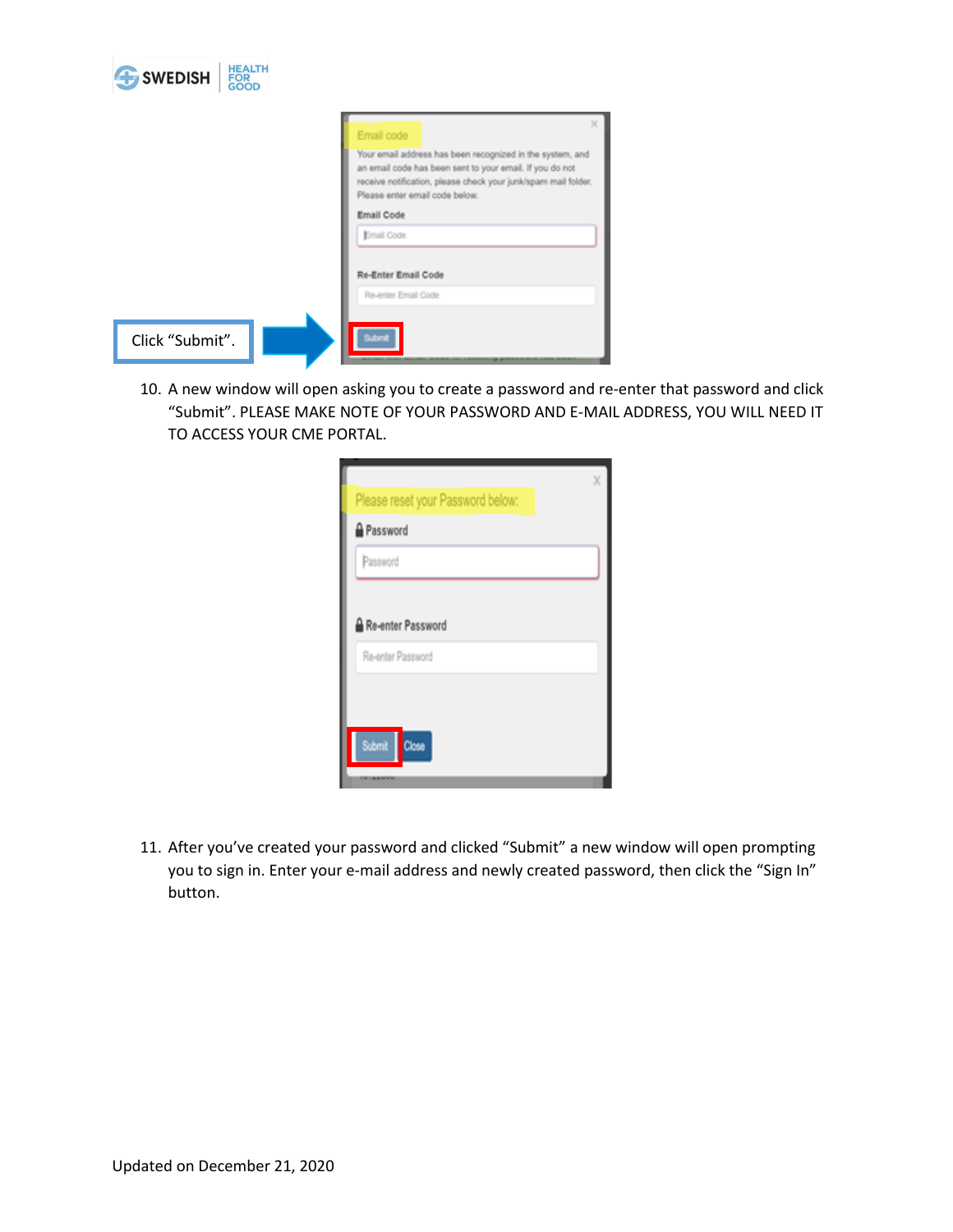Click "Submit".

10. A new window will open asking you to create a password and re-enter that password and click "Submit". PLEASE MAKE NOTE OF YOUR PASSWORD AND E-MAIL ADDRESS, YOU WILL NEED IT TO ACCESS YOUR CME PORTAL.

11. After you've created your password and clicked "Submit" a new window will open prompting you to sign in. Enter your e-mail address and newly created password, then click the "Sign In" button.

Updated on December 21, 2020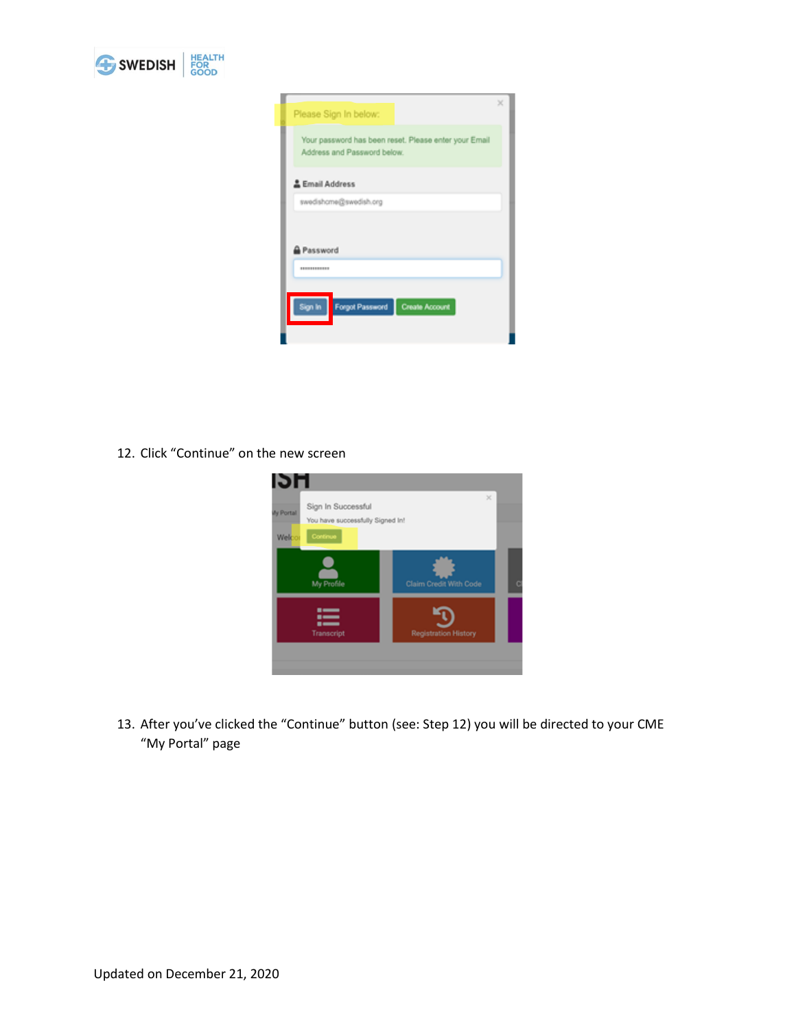12. Click “Continue” on the new screen

13. After you’ve clicked the “Continue” button (see: Step 12) you will be directed to your CME “My Portal” page

Updated on December 21, 2020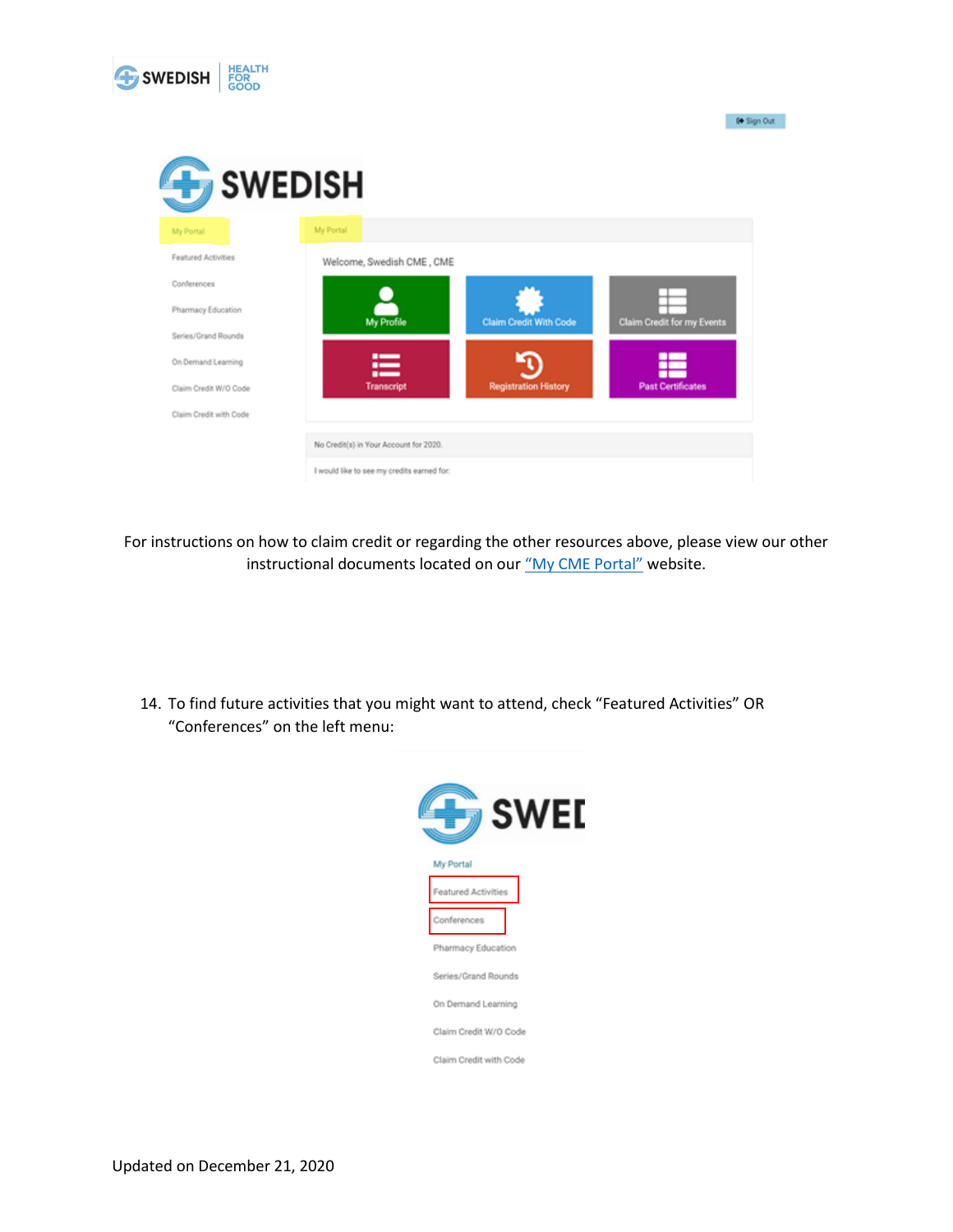For instructions on how to claim credit or regarding the other resources above, please view our other instructional documents located on our "My CME Portal" website.

14. To find future activities that you might want to attend, check "Featured Activities" OR "Conferences" on the left menu:

Updated on December 21, 2020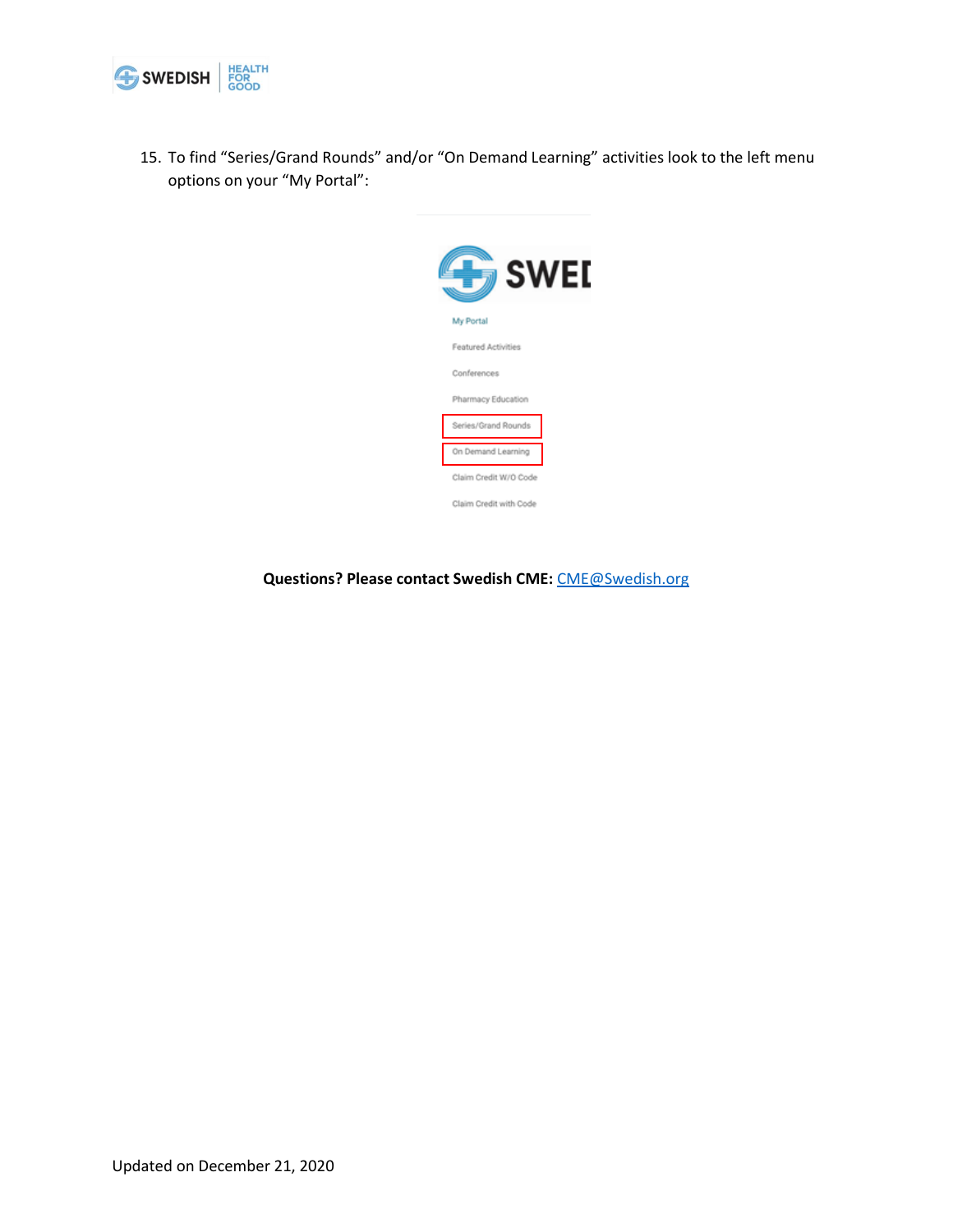15. To find “Series/Grand Rounds” and/or “On Demand Learning” activities look to the left menu options on your “My Portal”:

My Portal
Featured Activities
Conferences
Pharmacy Education
Series/Grand Rounds
On Demand Learning
Claim Credit W/O Code
Claim Credit with Code

**Questions? Please contact Swedish CME:** CME@Swedish.org

Updated on December 21, 2020